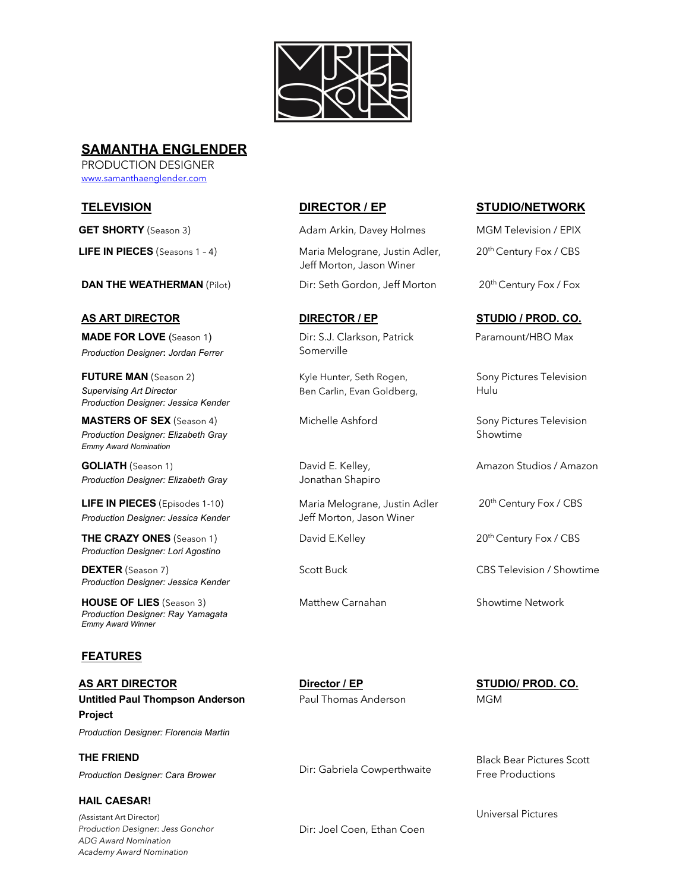# SAMANTHA ENGLENDER

PRODUCTION DESIGNER

www.samanthaenglender.com

## TELEVISION

| TELEVISION | DIRECTOR / EP | STUDIO/NETWORK |
|---|---|---|
| **GET SHORTY** (Season 3) | Adam Arkin, Davey Holmes | MGM Television / EPIX |
| **LIFE IN PIECES** (Seasons 1 – 4) | Maria Melograne, Justin Adler, Jeff Morton, Jason Winer | 20th Century Fox / CBS |
| **DAN THE WEATHERMAN** (Pilot) | Dir: Seth Gordon, Jeff Morton | 20th Century Fox / Fox |

### AS ART DIRECTOR

| AS ART DIRECTOR | DIRECTOR / EP | STUDIO / PROD. CO. |
|---|---|---|
| **MADE FOR LOVE** (Season 1)<br>*Production Designer: Jordan Ferrer* | Dir: S.J. Clarkson, Patrick Somerville | Paramount/HBO Max |
| **FUTURE MAN** (Season 2)<br>*Supervising Art Director*<br>*Production Designer: Jessica Kender* | Kyle Hunter, Seth Rogen, Ben Carlin, Evan Goldberg, | Sony Pictures Television Hulu |
| **MASTERS OF SEX** (Season 4)<br>*Production Designer: Elizabeth Gray*<br>*Emmy Award Nomination* | Michelle Ashford | Sony Pictures Television Showtime |
| **GOLIATH** (Season 1)<br>*Production Designer: Elizabeth Gray* | David E. Kelley, Jonathan Shapiro | Amazon Studios / Amazon |
| **LIFE IN PIECES** (Episodes 1-10)<br>*Production Designer: Jessica Kender* | Maria Melograne, Justin Adler Jeff Morton, Jason Winer | 20th Century Fox / CBS |
| **THE CRAZY ONES** (Season 1)<br>*Production Designer: Lori Agostino* | David E.Kelley | 20th Century Fox / CBS |
| **DEXTER** (Season 7)<br>*Production Designer: Jessica Kender* | Scott Buck | CBS Television / Showtime |
| **HOUSE OF LIES** (Season 3)<br>*Production Designer: Ray Yamagata*<br>*Emmy Award Winner* | Matthew Carnahan | Showtime Network |

## FEATURES

| AS ART DIRECTOR | Director / EP | STUDIO/ PROD. CO. |
|---|---|---|
| **Untitled Paul Thompson Anderson Project**<br>*Production Designer: Florencia Martin* | Paul Thomas Anderson | MGM |
| **THE FRIEND**<br>*Production Designer: Cara Brower* | Dir: Gabriela Cowperthwaite | Black Bear Pictures Scott Free Productions |
| **HAIL CAESAR!**<br>*(Assistant Art Director)*<br>*Production Designer: Jess Gonchor*<br>*ADG Award Nomination*<br>*Academy Award Nomination* | Dir: Joel Coen, Ethan Coen | Universal Pictures |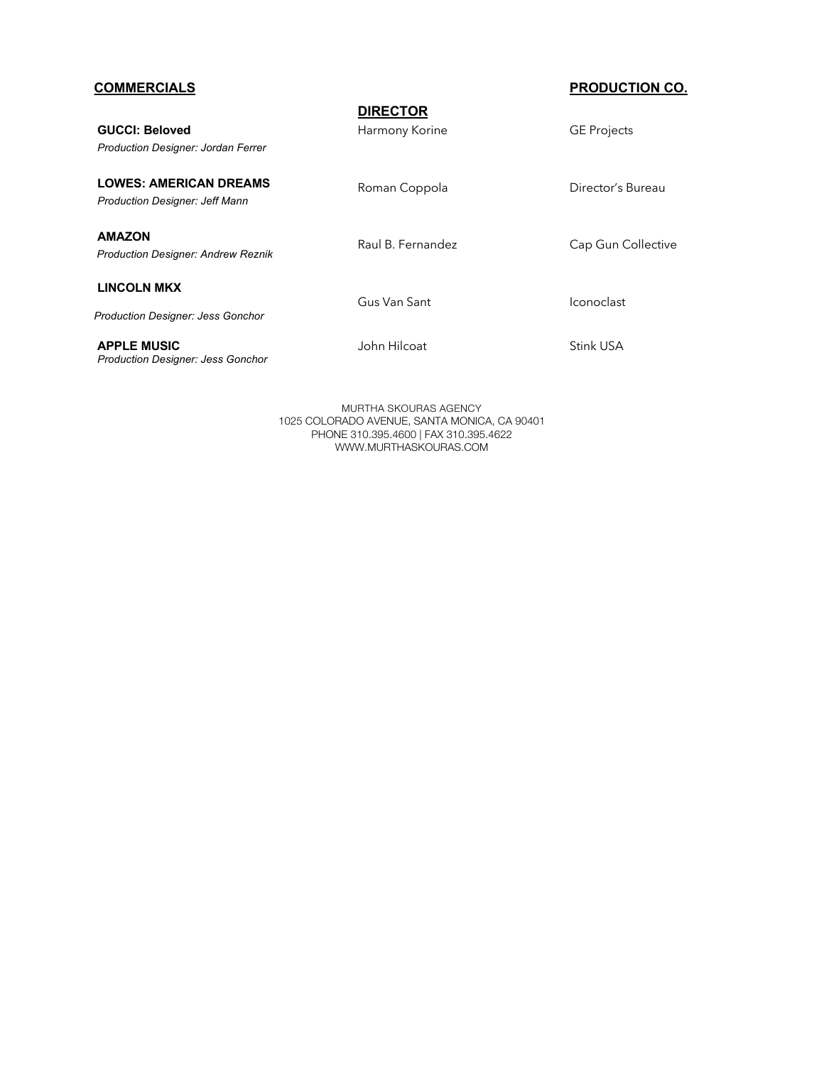| COMMERCIALS | DIRECTOR | PRODUCTION CO. |
|---|---|---|
| **GUCCI: Beloved**<br>*Production Designer: Jordan Ferrer* | Harmony Korine | GE Projects |
| **LOWES: AMERICAN DREAMS**<br>*Production Designer: Jeff Mann* | Roman Coppola | Director's Bureau |
| **AMAZON**<br>*Production Designer: Andrew Reznik* | Raul B. Fernandez | Cap Gun Collective |
| **LINCOLN MKX**<br>*Production Designer: Jess Gonchor* | Gus Van Sant | Iconoclast |
| **APPLE MUSIC**<br>*Production Designer: Jess Gonchor* | John Hilcoat | Stink USA |

MURTHA SKOURAS AGENCY
1025 COLORADO AVENUE, SANTA MONICA, CA 90401
PHONE 310.395.4600 | FAX 310.395.4622
WWW.MURTHASKOURAS.COM